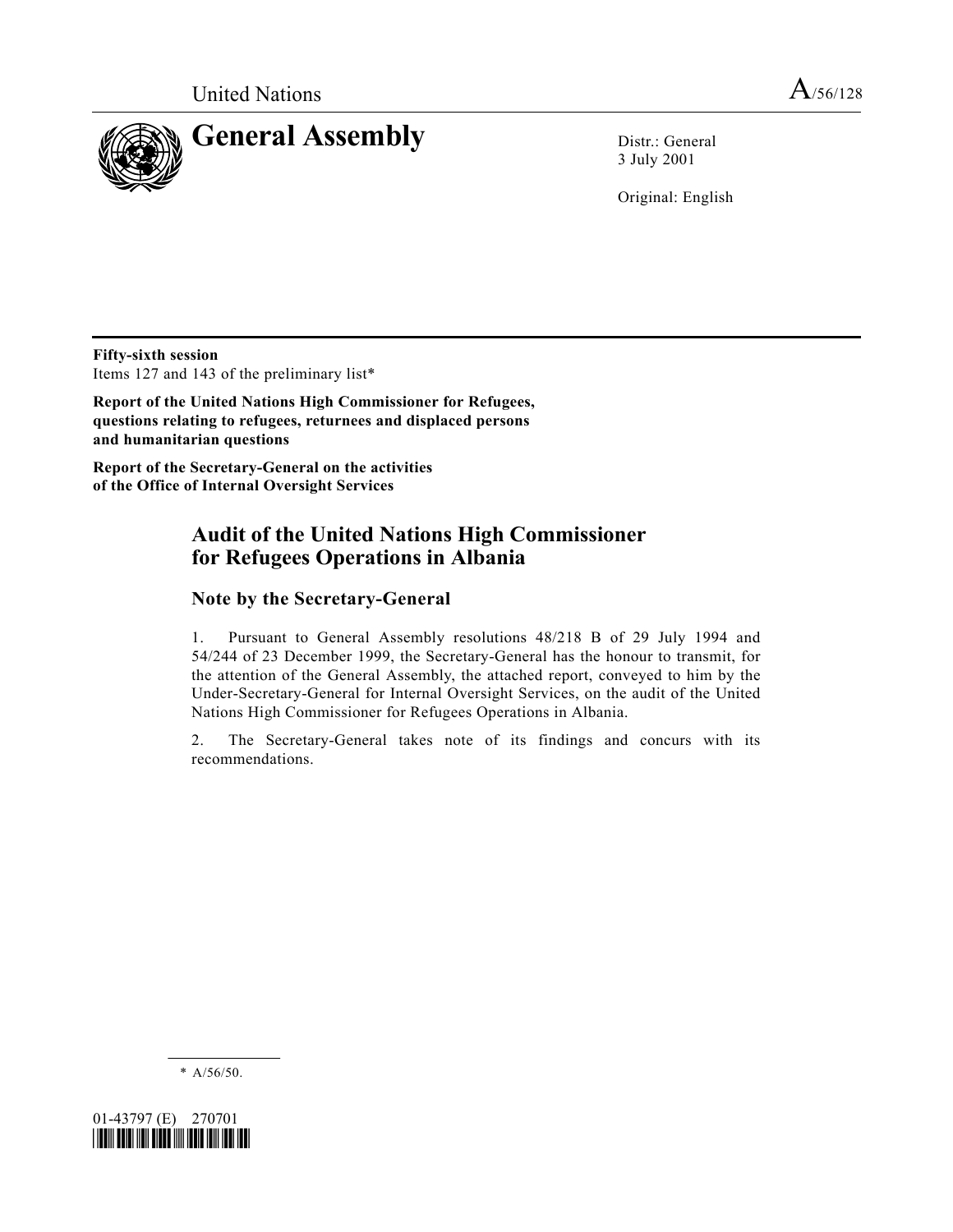United Nations A/56/128

# General Assembly

Distr.: General
3 July 2001

Original: English

**Fifty-sixth session**
Items 127 and 143 of the preliminary list*

**Report of the United Nations High Commissioner for Refugees, questions relating to refugees, returnees and displaced persons and humanitarian questions**

**Report of the Secretary-General on the activities of the Office of Internal Oversight Services**

## Audit of the United Nations High Commissioner for Refugees Operations in Albania

### Note by the Secretary-General

1. Pursuant to General Assembly resolutions 48/218 B of 29 July 1994 and 54/244 of 23 December 1999, the Secretary-General has the honour to transmit, for the attention of the General Assembly, the attached report, conveyed to him by the Under-Secretary-General for Internal Oversight Services, on the audit of the United Nations High Commissioner for Refugees Operations in Albania.

2. The Secretary-General takes note of its findings and concurs with its recommendations.

* A/56/50.

01-43797 (E) 270701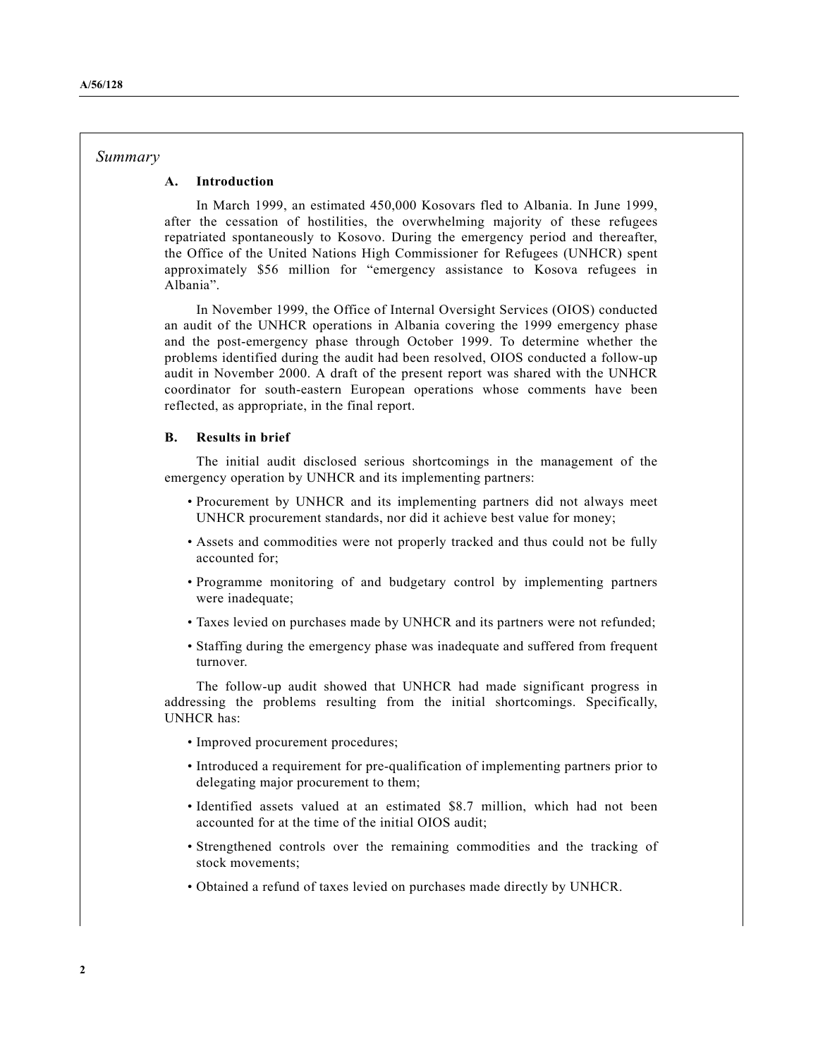*Summary*

## A. Introduction

In March 1999, an estimated 450,000 Kosovars fled to Albania. In June 1999, after the cessation of hostilities, the overwhelming majority of these refugees repatriated spontaneously to Kosovo. During the emergency period and thereafter, the Office of the United Nations High Commissioner for Refugees (UNHCR) spent approximately $56 million for "emergency assistance to Kosova refugees in Albania".

In November 1999, the Office of Internal Oversight Services (OIOS) conducted an audit of the UNHCR operations in Albania covering the 1999 emergency phase and the post-emergency phase through October 1999. To determine whether the problems identified during the audit had been resolved, OIOS conducted a follow-up audit in November 2000. A draft of the present report was shared with the UNHCR coordinator for south-eastern European operations whose comments have been reflected, as appropriate, in the final report.

## B. Results in brief

The initial audit disclosed serious shortcomings in the management of the emergency operation by UNHCR and its implementing partners:

- Procurement by UNHCR and its implementing partners did not always meet UNHCR procurement standards, nor did it achieve best value for money;
- Assets and commodities were not properly tracked and thus could not be fully accounted for;
- Programme monitoring of and budgetary control by implementing partners were inadequate;
- Taxes levied on purchases made by UNHCR and its partners were not refunded;
- Staffing during the emergency phase was inadequate and suffered from frequent turnover.

The follow-up audit showed that UNHCR had made significant progress in addressing the problems resulting from the initial shortcomings. Specifically, UNHCR has:

- Improved procurement procedures;
- Introduced a requirement for pre-qualification of implementing partners prior to delegating major procurement to them;
- Identified assets valued at an estimated $8.7 million, which had not been accounted for at the time of the initial OIOS audit;
- Strengthened controls over the remaining commodities and the tracking of stock movements;
- Obtained a refund of taxes levied on purchases made directly by UNHCR.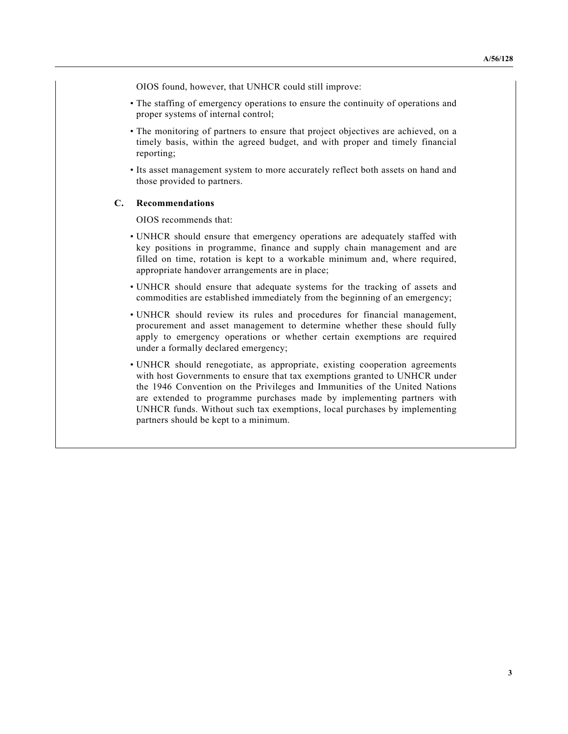OIOS found, however, that UNHCR could still improve:

- The staffing of emergency operations to ensure the continuity of operations and proper systems of internal control;
- The monitoring of partners to ensure that project objectives are achieved, on a timely basis, within the agreed budget, and with proper and timely financial reporting;
- Its asset management system to more accurately reflect both assets on hand and those provided to partners.

## C. Recommendations

OIOS recommends that:

- UNHCR should ensure that emergency operations are adequately staffed with key positions in programme, finance and supply chain management and are filled on time, rotation is kept to a workable minimum and, where required, appropriate handover arrangements are in place;
- UNHCR should ensure that adequate systems for the tracking of assets and commodities are established immediately from the beginning of an emergency;
- UNHCR should review its rules and procedures for financial management, procurement and asset management to determine whether these should fully apply to emergency operations or whether certain exemptions are required under a formally declared emergency;
- UNHCR should renegotiate, as appropriate, existing cooperation agreements with host Governments to ensure that tax exemptions granted to UNHCR under the 1946 Convention on the Privileges and Immunities of the United Nations are extended to programme purchases made by implementing partners with UNHCR funds. Without such tax exemptions, local purchases by implementing partners should be kept to a minimum.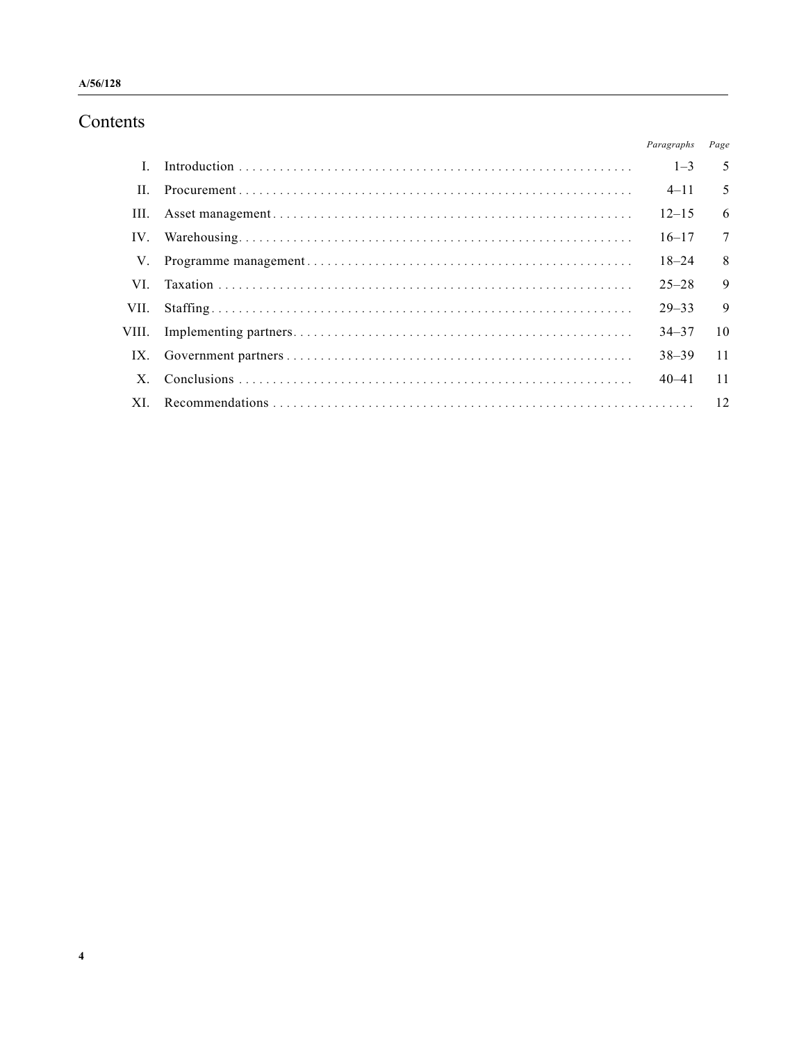# Contents

| | | *Paragraphs* | *Page* |
|---|---|---|---|
| I. | Introduction | 1–3 | 5 |
| II. | Procurement | 4–11 | 5 |
| III. | Asset management | 12–15 | 6 |
| IV. | Warehousing | 16–17 | 7 |
| V. | Programme management | 18–24 | 8 |
| VI. | Taxation | 25–28 | 9 |
| VII. | Staffing | 29–33 | 9 |
| VIII. | Implementing partners | 34–37 | 10 |
| IX. | Government partners | 38–39 | 11 |
| X. | Conclusions | 40–41 | 11 |
| XI. | Recommendations | | 12 |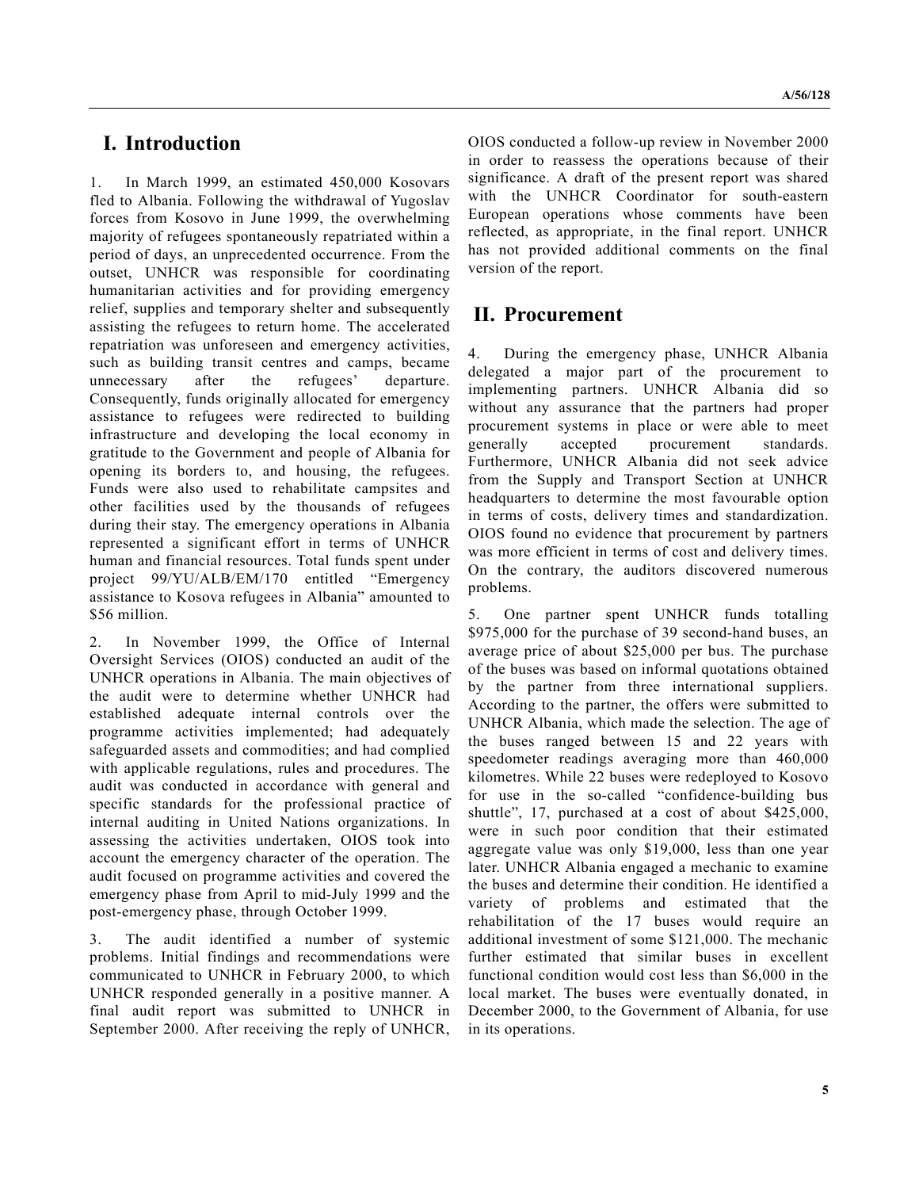# I. Introduction

1. In March 1999, an estimated 450,000 Kosovars fled to Albania. Following the withdrawal of Yugoslav forces from Kosovo in June 1999, the overwhelming majority of refugees spontaneously repatriated within a period of days, an unprecedented occurrence. From the outset, UNHCR was responsible for coordinating humanitarian activities and for providing emergency relief, supplies and temporary shelter and subsequently assisting the refugees to return home. The accelerated repatriation was unforeseen and emergency activities, such as building transit centres and camps, became unnecessary after the refugees' departure. Consequently, funds originally allocated for emergency assistance to refugees were redirected to building infrastructure and developing the local economy in gratitude to the Government and people of Albania for opening its borders to, and housing, the refugees. Funds were also used to rehabilitate campsites and other facilities used by the thousands of refugees during their stay. The emergency operations in Albania represented a significant effort in terms of UNHCR human and financial resources. Total funds spent under project 99/YU/ALB/EM/170 entitled "Emergency assistance to Kosova refugees in Albania" amounted to $56 million.

2. In November 1999, the Office of Internal Oversight Services (OIOS) conducted an audit of the UNHCR operations in Albania. The main objectives of the audit were to determine whether UNHCR had established adequate internal controls over the programme activities implemented; had adequately safeguarded assets and commodities; and had complied with applicable regulations, rules and procedures. The audit was conducted in accordance with general and specific standards for the professional practice of internal auditing in United Nations organizations. In assessing the activities undertaken, OIOS took into account the emergency character of the operation. The audit focused on programme activities and covered the emergency phase from April to mid-July 1999 and the post-emergency phase, through October 1999.

3. The audit identified a number of systemic problems. Initial findings and recommendations were communicated to UNHCR in February 2000, to which UNHCR responded generally in a positive manner. A final audit report was submitted to UNHCR in September 2000. After receiving the reply of UNHCR, OIOS conducted a follow-up review in November 2000 in order to reassess the operations because of their significance. A draft of the present report was shared with the UNHCR Coordinator for south-eastern European operations whose comments have been reflected, as appropriate, in the final report. UNHCR has not provided additional comments on the final version of the report.

# II. Procurement

4. During the emergency phase, UNHCR Albania delegated a major part of the procurement to implementing partners. UNHCR Albania did so without any assurance that the partners had proper procurement systems in place or were able to meet generally accepted procurement standards. Furthermore, UNHCR Albania did not seek advice from the Supply and Transport Section at UNHCR headquarters to determine the most favourable option in terms of costs, delivery times and standardization. OIOS found no evidence that procurement by partners was more efficient in terms of cost and delivery times. On the contrary, the auditors discovered numerous problems.

5. One partner spent UNHCR funds totalling $975,000 for the purchase of 39 second-hand buses, an average price of about $25,000 per bus. The purchase of the buses was based on informal quotations obtained by the partner from three international suppliers. According to the partner, the offers were submitted to UNHCR Albania, which made the selection. The age of the buses ranged between 15 and 22 years with speedometer readings averaging more than 460,000 kilometres. While 22 buses were redeployed to Kosovo for use in the so-called "confidence-building bus shuttle", 17, purchased at a cost of about $425,000, were in such poor condition that their estimated aggregate value was only $19,000, less than one year later. UNHCR Albania engaged a mechanic to examine the buses and determine their condition. He identified a variety of problems and estimated that the rehabilitation of the 17 buses would require an additional investment of some $121,000. The mechanic further estimated that similar buses in excellent functional condition would cost less than $6,000 in the local market. The buses were eventually donated, in December 2000, to the Government of Albania, for use in its operations.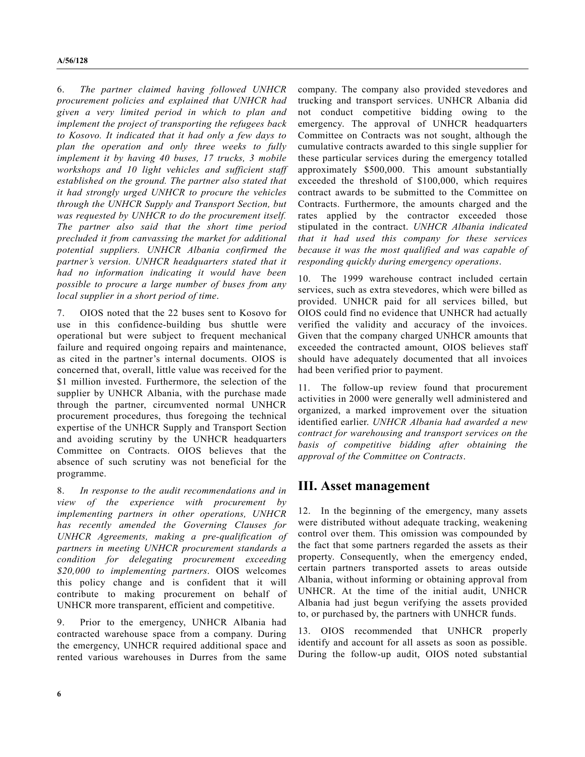6. *The partner claimed having followed UNHCR procurement policies and explained that UNHCR had given a very limited period in which to plan and implement the project of transporting the refugees back to Kosovo. It indicated that it had only a few days to plan the operation and only three weeks to fully implement it by having 40 buses, 17 trucks, 3 mobile workshops and 10 light vehicles and sufficient staff established on the ground. The partner also stated that it had strongly urged UNHCR to procure the vehicles through the UNHCR Supply and Transport Section, but was requested by UNHCR to do the procurement itself. The partner also said that the short time period precluded it from canvassing the market for additional potential suppliers. UNHCR Albania confirmed the partner's version. UNHCR headquarters stated that it had no information indicating it would have been possible to procure a large number of buses from any local supplier in a short period of time*.

7. OIOS noted that the 22 buses sent to Kosovo for use in this confidence-building bus shuttle were operational but were subject to frequent mechanical failure and required ongoing repairs and maintenance, as cited in the partner's internal documents. OIOS is concerned that, overall, little value was received for the $1 million invested. Furthermore, the selection of the supplier by UNHCR Albania, with the purchase made through the partner, circumvented normal UNHCR procurement procedures, thus foregoing the technical expertise of the UNHCR Supply and Transport Section and avoiding scrutiny by the UNHCR headquarters Committee on Contracts. OIOS believes that the absence of such scrutiny was not beneficial for the programme.

8. *In response to the audit recommendations and in view of the experience with procurement by implementing partners in other operations, UNHCR has recently amended the Governing Clauses for UNHCR Agreements, making a pre-qualification of partners in meeting UNHCR procurement standards a condition for delegating procurement exceeding $20,000 to implementing partners*. OIOS welcomes this policy change and is confident that it will contribute to making procurement on behalf of UNHCR more transparent, efficient and competitive.

9. Prior to the emergency, UNHCR Albania had contracted warehouse space from a company. During the emergency, UNHCR required additional space and rented various warehouses in Durres from the same company. The company also provided stevedores and trucking and transport services. UNHCR Albania did not conduct competitive bidding owing to the emergency. The approval of UNHCR headquarters Committee on Contracts was not sought, although the cumulative contracts awarded to this single supplier for these particular services during the emergency totalled approximately $500,000. This amount substantially exceeded the threshold of $100,000, which requires contract awards to be submitted to the Committee on Contracts. Furthermore, the amounts charged and the rates applied by the contractor exceeded those stipulated in the contract. *UNHCR Albania indicated that it had used this company for these services because it was the most qualified and was capable of responding quickly during emergency operations*.

10. The 1999 warehouse contract included certain services, such as extra stevedores, which were billed as provided. UNHCR paid for all services billed, but OIOS could find no evidence that UNHCR had actually verified the validity and accuracy of the invoices. Given that the company charged UNHCR amounts that exceeded the contracted amount, OIOS believes staff should have adequately documented that all invoices had been verified prior to payment.

11. The follow-up review found that procurement activities in 2000 were generally well administered and organized, a marked improvement over the situation identified earlier. *UNHCR Albania had awarded a new contract for warehousing and transport services on the basis of competitive bidding after obtaining the approval of the Committee on Contracts*.

## III. Asset management

12. In the beginning of the emergency, many assets were distributed without adequate tracking, weakening control over them. This omission was compounded by the fact that some partners regarded the assets as their property. Consequently, when the emergency ended, certain partners transported assets to areas outside Albania, without informing or obtaining approval from UNHCR. At the time of the initial audit, UNHCR Albania had just begun verifying the assets provided to, or purchased by, the partners with UNHCR funds.

13. OIOS recommended that UNHCR properly identify and account for all assets as soon as possible. During the follow-up audit, OIOS noted substantial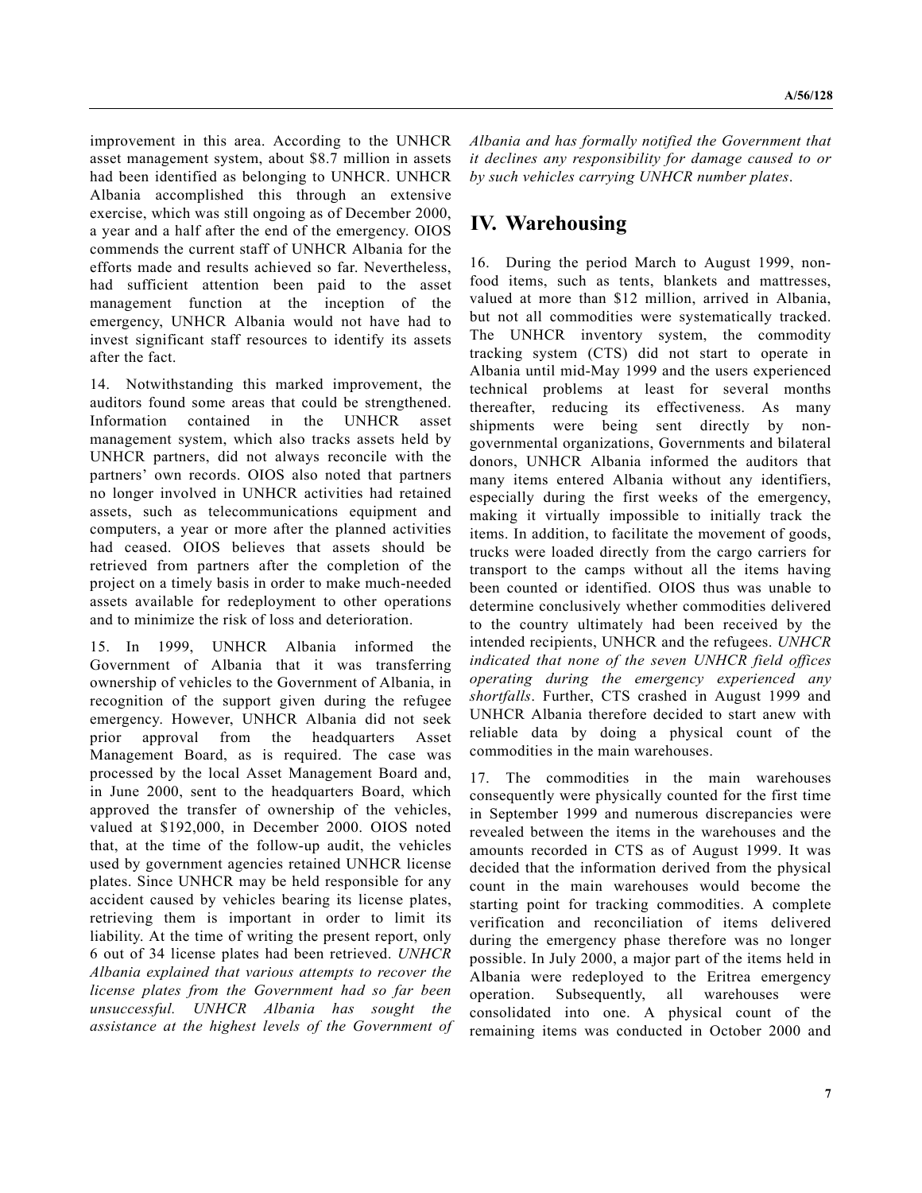improvement in this area. According to the UNHCR asset management system, about $8.7 million in assets had been identified as belonging to UNHCR. UNHCR Albania accomplished this through an extensive exercise, which was still ongoing as of December 2000, a year and a half after the end of the emergency. OIOS commends the current staff of UNHCR Albania for the efforts made and results achieved so far. Nevertheless, had sufficient attention been paid to the asset management function at the inception of the emergency, UNHCR Albania would not have had to invest significant staff resources to identify its assets after the fact.

14. Notwithstanding this marked improvement, the auditors found some areas that could be strengthened. Information contained in the UNHCR asset management system, which also tracks assets held by UNHCR partners, did not always reconcile with the partners' own records. OIOS also noted that partners no longer involved in UNHCR activities had retained assets, such as telecommunications equipment and computers, a year or more after the planned activities had ceased. OIOS believes that assets should be retrieved from partners after the completion of the project on a timely basis in order to make much-needed assets available for redeployment to other operations and to minimize the risk of loss and deterioration.

15. In 1999, UNHCR Albania informed the Government of Albania that it was transferring ownership of vehicles to the Government of Albania, in recognition of the support given during the refugee emergency. However, UNHCR Albania did not seek prior approval from the headquarters Asset Management Board, as is required. The case was processed by the local Asset Management Board and, in June 2000, sent to the headquarters Board, which approved the transfer of ownership of the vehicles, valued at $192,000, in December 2000. OIOS noted that, at the time of the follow-up audit, the vehicles used by government agencies retained UNHCR license plates. Since UNHCR may be held responsible for any accident caused by vehicles bearing its license plates, retrieving them is important in order to limit its liability. At the time of writing the present report, only 6 out of 34 license plates had been retrieved. *UNHCR Albania explained that various attempts to recover the license plates from the Government had so far been unsuccessful. UNHCR Albania has sought the assistance at the highest levels of the Government of Albania and has formally notified the Government that it declines any responsibility for damage caused to or by such vehicles carrying UNHCR number plates*.

# IV. Warehousing

16. During the period March to August 1999, non-food items, such as tents, blankets and mattresses, valued at more than $12 million, arrived in Albania, but not all commodities were systematically tracked. The UNHCR inventory system, the commodity tracking system (CTS) did not start to operate in Albania until mid-May 1999 and the users experienced technical problems at least for several months thereafter, reducing its effectiveness. As many shipments were being sent directly by non-governmental organizations, Governments and bilateral donors, UNHCR Albania informed the auditors that many items entered Albania without any identifiers, especially during the first weeks of the emergency, making it virtually impossible to initially track the items. In addition, to facilitate the movement of goods, trucks were loaded directly from the cargo carriers for transport to the camps without all the items having been counted or identified. OIOS thus was unable to determine conclusively whether commodities delivered to the country ultimately had been received by the intended recipients, UNHCR and the refugees. *UNHCR indicated that none of the seven UNHCR field offices operating during the emergency experienced any shortfalls*. Further, CTS crashed in August 1999 and UNHCR Albania therefore decided to start anew with reliable data by doing a physical count of the commodities in the main warehouses.

17. The commodities in the main warehouses consequently were physically counted for the first time in September 1999 and numerous discrepancies were revealed between the items in the warehouses and the amounts recorded in CTS as of August 1999. It was decided that the information derived from the physical count in the main warehouses would become the starting point for tracking commodities. A complete verification and reconciliation of items delivered during the emergency phase therefore was no longer possible. In July 2000, a major part of the items held in Albania were redeployed to the Eritrea emergency operation. Subsequently, all warehouses were consolidated into one. A physical count of the remaining items was conducted in October 2000 and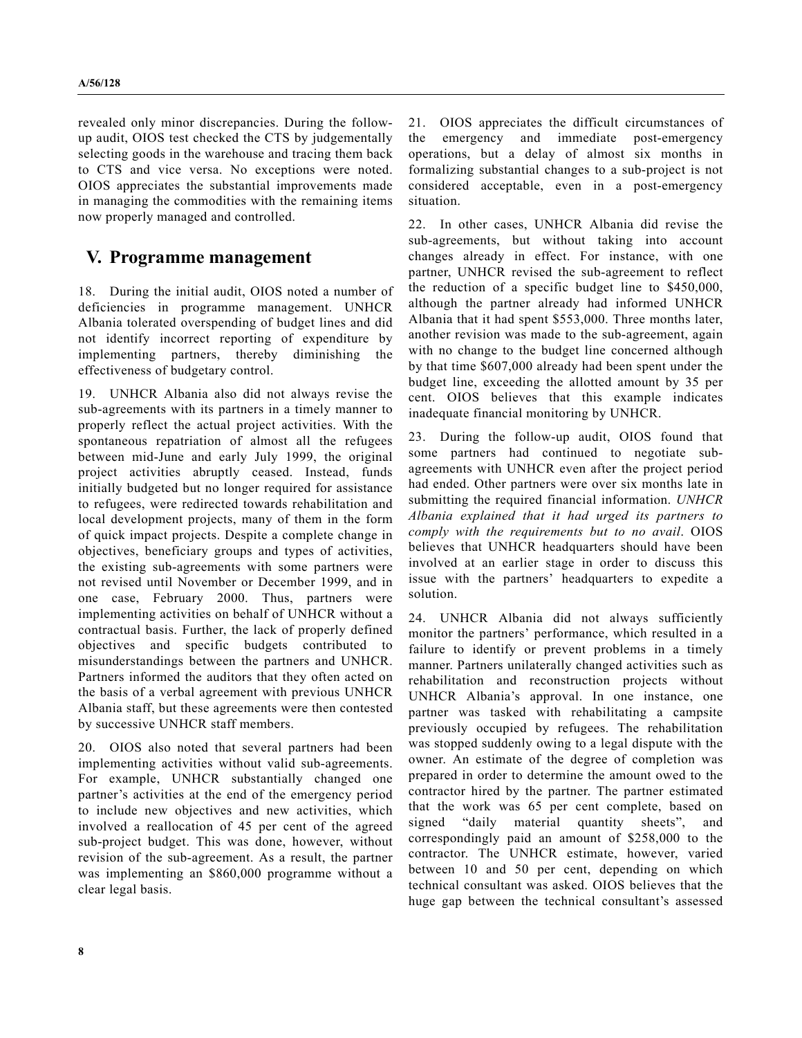revealed only minor discrepancies. During the follow-up audit, OIOS test checked the CTS by judgementally selecting goods in the warehouse and tracing them back to CTS and vice versa. No exceptions were noted. OIOS appreciates the substantial improvements made in managing the commodities with the remaining items now properly managed and controlled.

## V. Programme management

18. During the initial audit, OIOS noted a number of deficiencies in programme management. UNHCR Albania tolerated overspending of budget lines and did not identify incorrect reporting of expenditure by implementing partners, thereby diminishing the effectiveness of budgetary control.

19. UNHCR Albania also did not always revise the sub-agreements with its partners in a timely manner to properly reflect the actual project activities. With the spontaneous repatriation of almost all the refugees between mid-June and early July 1999, the original project activities abruptly ceased. Instead, funds initially budgeted but no longer required for assistance to refugees, were redirected towards rehabilitation and local development projects, many of them in the form of quick impact projects. Despite a complete change in objectives, beneficiary groups and types of activities, the existing sub-agreements with some partners were not revised until November or December 1999, and in one case, February 2000. Thus, partners were implementing activities on behalf of UNHCR without a contractual basis. Further, the lack of properly defined objectives and specific budgets contributed to misunderstandings between the partners and UNHCR. Partners informed the auditors that they often acted on the basis of a verbal agreement with previous UNHCR Albania staff, but these agreements were then contested by successive UNHCR staff members.

20. OIOS also noted that several partners had been implementing activities without valid sub-agreements. For example, UNHCR substantially changed one partner's activities at the end of the emergency period to include new objectives and new activities, which involved a reallocation of 45 per cent of the agreed sub-project budget. This was done, however, without revision of the sub-agreement. As a result, the partner was implementing an $860,000 programme without a clear legal basis.

21. OIOS appreciates the difficult circumstances of the emergency and immediate post-emergency operations, but a delay of almost six months in formalizing substantial changes to a sub-project is not considered acceptable, even in a post-emergency situation.

22. In other cases, UNHCR Albania did revise the sub-agreements, but without taking into account changes already in effect. For instance, with one partner, UNHCR revised the sub-agreement to reflect the reduction of a specific budget line to $450,000, although the partner already had informed UNHCR Albania that it had spent $553,000. Three months later, another revision was made to the sub-agreement, again with no change to the budget line concerned although by that time $607,000 already had been spent under the budget line, exceeding the allotted amount by 35 per cent. OIOS believes that this example indicates inadequate financial monitoring by UNHCR.

23. During the follow-up audit, OIOS found that some partners had continued to negotiate sub-agreements with UNHCR even after the project period had ended. Other partners were over six months late in submitting the required financial information. *UNHCR Albania explained that it had urged its partners to comply with the requirements but to no avail*. OIOS believes that UNHCR headquarters should have been involved at an earlier stage in order to discuss this issue with the partners' headquarters to expedite a solution.

24. UNHCR Albania did not always sufficiently monitor the partners' performance, which resulted in a failure to identify or prevent problems in a timely manner. Partners unilaterally changed activities such as rehabilitation and reconstruction projects without UNHCR Albania's approval. In one instance, one partner was tasked with rehabilitating a campsite previously occupied by refugees. The rehabilitation was stopped suddenly owing to a legal dispute with the owner. An estimate of the degree of completion was prepared in order to determine the amount owed to the contractor hired by the partner. The partner estimated that the work was 65 per cent complete, based on signed "daily material quantity sheets", and correspondingly paid an amount of $258,000 to the contractor. The UNHCR estimate, however, varied between 10 and 50 per cent, depending on which technical consultant was asked. OIOS believes that the huge gap between the technical consultant's assessed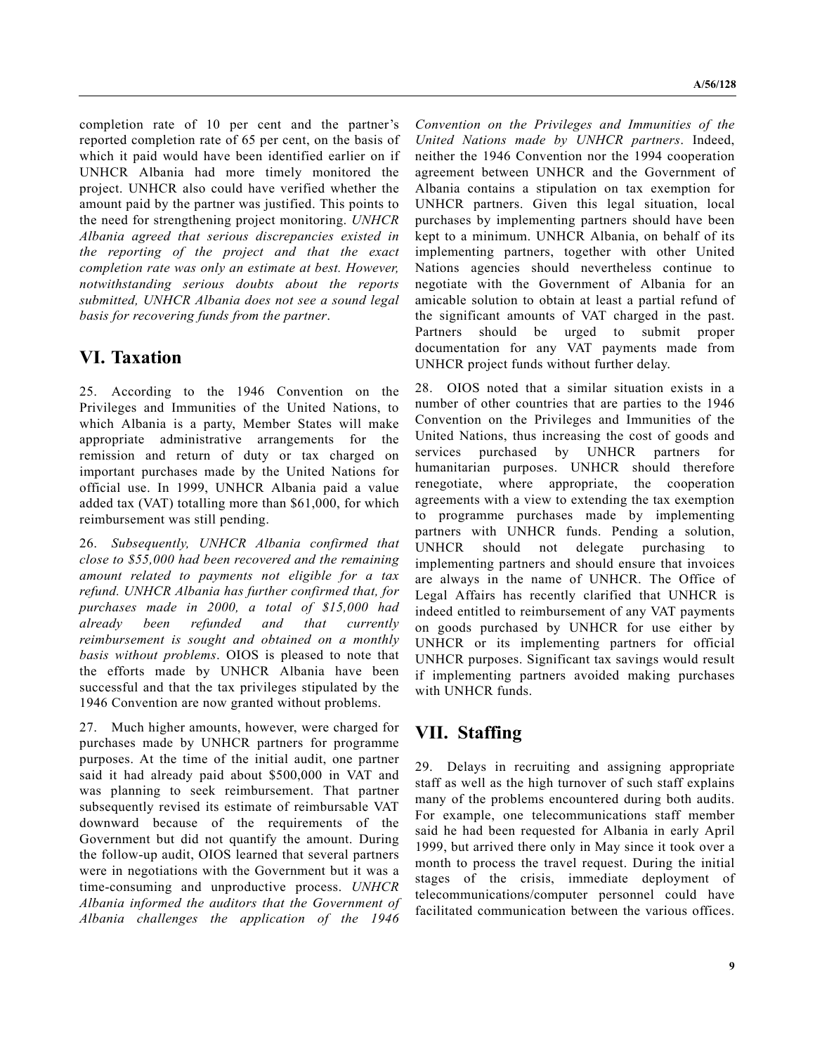completion rate of 10 per cent and the partner's reported completion rate of 65 per cent, on the basis of which it paid would have been identified earlier on if UNHCR Albania had more timely monitored the project. UNHCR also could have verified whether the amount paid by the partner was justified. This points to the need for strengthening project monitoring. *UNHCR Albania agreed that serious discrepancies existed in the reporting of the project and that the exact completion rate was only an estimate at best. However, notwithstanding serious doubts about the reports submitted, UNHCR Albania does not see a sound legal basis for recovering funds from the partner*.

## VI. Taxation

25. According to the 1946 Convention on the Privileges and Immunities of the United Nations, to which Albania is a party, Member States will make appropriate administrative arrangements for the remission and return of duty or tax charged on important purchases made by the United Nations for official use. In 1999, UNHCR Albania paid a value added tax (VAT) totalling more than $61,000, for which reimbursement was still pending.

26. *Subsequently, UNHCR Albania confirmed that close to $55,000 had been recovered and the remaining amount related to payments not eligible for a tax refund. UNHCR Albania has further confirmed that, for purchases made in 2000, a total of $15,000 had already been refunded and that currently reimbursement is sought and obtained on a monthly basis without problems*. OIOS is pleased to note that the efforts made by UNHCR Albania have been successful and that the tax privileges stipulated by the 1946 Convention are now granted without problems.

27. Much higher amounts, however, were charged for purchases made by UNHCR partners for programme purposes. At the time of the initial audit, one partner said it had already paid about $500,000 in VAT and was planning to seek reimbursement. That partner subsequently revised its estimate of reimbursable VAT downward because of the requirements of the Government but did not quantify the amount. During the follow-up audit, OIOS learned that several partners were in negotiations with the Government but it was a time-consuming and unproductive process. *UNHCR Albania informed the auditors that the Government of Albania challenges the application of the 1946 Convention on the Privileges and Immunities of the United Nations made by UNHCR partners*. Indeed, neither the 1946 Convention nor the 1994 cooperation agreement between UNHCR and the Government of Albania contains a stipulation on tax exemption for UNHCR partners. Given this legal situation, local purchases by implementing partners should have been kept to a minimum. UNHCR Albania, on behalf of its implementing partners, together with other United Nations agencies should nevertheless continue to negotiate with the Government of Albania for an amicable solution to obtain at least a partial refund of the significant amounts of VAT charged in the past. Partners should be urged to submit proper documentation for any VAT payments made from UNHCR project funds without further delay.

28. OIOS noted that a similar situation exists in a number of other countries that are parties to the 1946 Convention on the Privileges and Immunities of the United Nations, thus increasing the cost of goods and services purchased by UNHCR partners for humanitarian purposes. UNHCR should therefore renegotiate, where appropriate, the cooperation agreements with a view to extending the tax exemption to programme purchases made by implementing partners with UNHCR funds. Pending a solution, UNHCR should not delegate purchasing to implementing partners and should ensure that invoices are always in the name of UNHCR. The Office of Legal Affairs has recently clarified that UNHCR is indeed entitled to reimbursement of any VAT payments on goods purchased by UNHCR for use either by UNHCR or its implementing partners for official UNHCR purposes. Significant tax savings would result if implementing partners avoided making purchases with UNHCR funds.

## VII. Staffing

29. Delays in recruiting and assigning appropriate staff as well as the high turnover of such staff explains many of the problems encountered during both audits. For example, one telecommunications staff member said he had been requested for Albania in early April 1999, but arrived there only in May since it took over a month to process the travel request. During the initial stages of the crisis, immediate deployment of telecommunications/computer personnel could have facilitated communication between the various offices.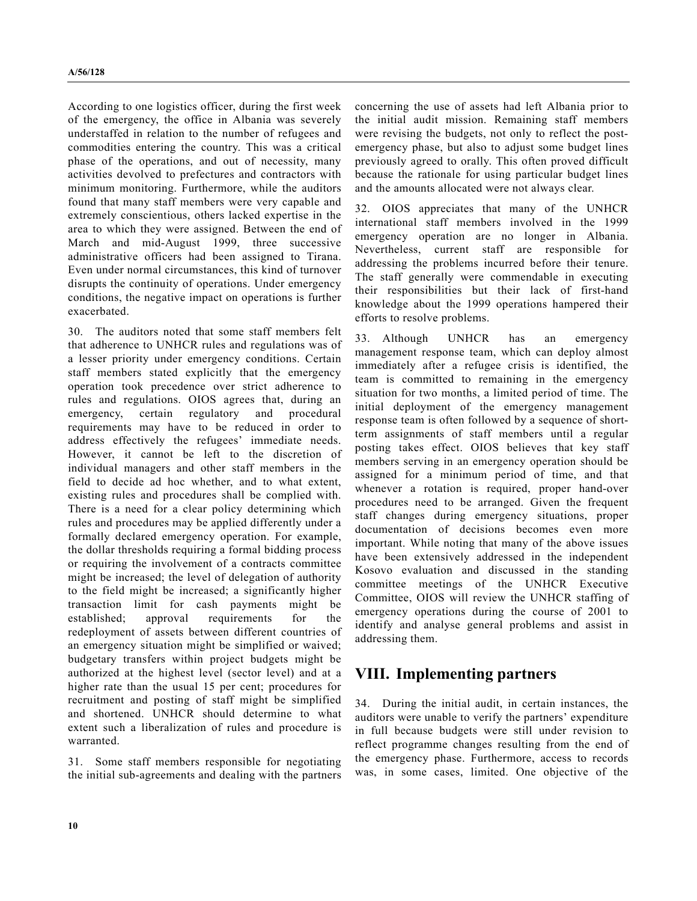According to one logistics officer, during the first week of the emergency, the office in Albania was severely understaffed in relation to the number of refugees and commodities entering the country. This was a critical phase of the operations, and out of necessity, many activities devolved to prefectures and contractors with minimum monitoring. Furthermore, while the auditors found that many staff members were very capable and extremely conscientious, others lacked expertise in the area to which they were assigned. Between the end of March and mid-August 1999, three successive administrative officers had been assigned to Tirana. Even under normal circumstances, this kind of turnover disrupts the continuity of operations. Under emergency conditions, the negative impact on operations is further exacerbated.

30. The auditors noted that some staff members felt that adherence to UNHCR rules and regulations was of a lesser priority under emergency conditions. Certain staff members stated explicitly that the emergency operation took precedence over strict adherence to rules and regulations. OIOS agrees that, during an emergency, certain regulatory and procedural requirements may have to be reduced in order to address effectively the refugees' immediate needs. However, it cannot be left to the discretion of individual managers and other staff members in the field to decide ad hoc whether, and to what extent, existing rules and procedures shall be complied with. There is a need for a clear policy determining which rules and procedures may be applied differently under a formally declared emergency operation. For example, the dollar thresholds requiring a formal bidding process or requiring the involvement of a contracts committee might be increased; the level of delegation of authority to the field might be increased; a significantly higher transaction limit for cash payments might be established; approval requirements for the redeployment of assets between different countries of an emergency situation might be simplified or waived; budgetary transfers within project budgets might be authorized at the highest level (sector level) and at a higher rate than the usual 15 per cent; procedures for recruitment and posting of staff might be simplified and shortened. UNHCR should determine to what extent such a liberalization of rules and procedure is warranted.

31. Some staff members responsible for negotiating the initial sub-agreements and dealing with the partners concerning the use of assets had left Albania prior to the initial audit mission. Remaining staff members were revising the budgets, not only to reflect the post-emergency phase, but also to adjust some budget lines previously agreed to orally. This often proved difficult because the rationale for using particular budget lines and the amounts allocated were not always clear.

32. OIOS appreciates that many of the UNHCR international staff members involved in the 1999 emergency operation are no longer in Albania. Nevertheless, current staff are responsible for addressing the problems incurred before their tenure. The staff generally were commendable in executing their responsibilities but their lack of first-hand knowledge about the 1999 operations hampered their efforts to resolve problems.

33. Although UNHCR has an emergency management response team, which can deploy almost immediately after a refugee crisis is identified, the team is committed to remaining in the emergency situation for two months, a limited period of time. The initial deployment of the emergency management response team is often followed by a sequence of short-term assignments of staff members until a regular posting takes effect. OIOS believes that key staff members serving in an emergency operation should be assigned for a minimum period of time, and that whenever a rotation is required, proper hand-over procedures need to be arranged. Given the frequent staff changes during emergency situations, proper documentation of decisions becomes even more important. While noting that many of the above issues have been extensively addressed in the independent Kosovo evaluation and discussed in the standing committee meetings of the UNHCR Executive Committee, OIOS will review the UNHCR staffing of emergency operations during the course of 2001 to identify and analyse general problems and assist in addressing them.

## VIII. Implementing partners

34. During the initial audit, in certain instances, the auditors were unable to verify the partners' expenditure in full because budgets were still under revision to reflect programme changes resulting from the end of the emergency phase. Furthermore, access to records was, in some cases, limited. One objective of the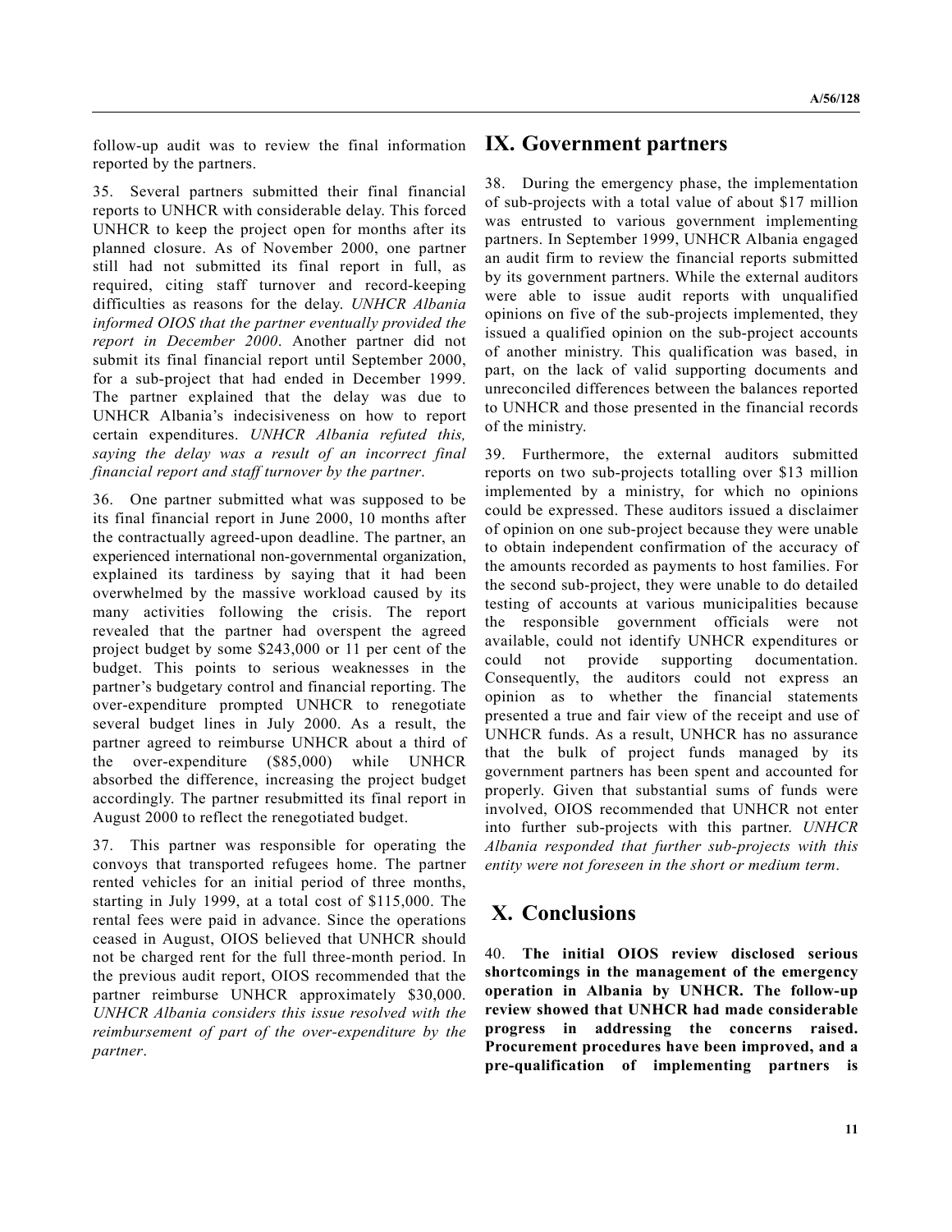follow-up audit was to review the final information reported by the partners.

35. Several partners submitted their final financial reports to UNHCR with considerable delay. This forced UNHCR to keep the project open for months after its planned closure. As of November 2000, one partner still had not submitted its final report in full, as required, citing staff turnover and record-keeping difficulties as reasons for the delay. *UNHCR Albania informed OIOS that the partner eventually provided the report in December 2000*. Another partner did not submit its final financial report until September 2000, for a sub-project that had ended in December 1999. The partner explained that the delay was due to UNHCR Albania's indecisiveness on how to report certain expenditures. *UNHCR Albania refuted this, saying the delay was a result of an incorrect final financial report and staff turnover by the partner*.

36. One partner submitted what was supposed to be its final financial report in June 2000, 10 months after the contractually agreed-upon deadline. The partner, an experienced international non-governmental organization, explained its tardiness by saying that it had been overwhelmed by the massive workload caused by its many activities following the crisis. The report revealed that the partner had overspent the agreed project budget by some $243,000 or 11 per cent of the budget. This points to serious weaknesses in the partner's budgetary control and financial reporting. The over-expenditure prompted UNHCR to renegotiate several budget lines in July 2000. As a result, the partner agreed to reimburse UNHCR about a third of the over-expenditure ($85,000) while UNHCR absorbed the difference, increasing the project budget accordingly. The partner resubmitted its final report in August 2000 to reflect the renegotiated budget.

37. This partner was responsible for operating the convoys that transported refugees home. The partner rented vehicles for an initial period of three months, starting in July 1999, at a total cost of $115,000. The rental fees were paid in advance. Since the operations ceased in August, OIOS believed that UNHCR should not be charged rent for the full three-month period. In the previous audit report, OIOS recommended that the partner reimburse UNHCR approximately $30,000. *UNHCR Albania considers this issue resolved with the reimbursement of part of the over-expenditure by the partner*.

# IX. Government partners

38. During the emergency phase, the implementation of sub-projects with a total value of about $17 million was entrusted to various government implementing partners. In September 1999, UNHCR Albania engaged an audit firm to review the financial reports submitted by its government partners. While the external auditors were able to issue audit reports with unqualified opinions on five of the sub-projects implemented, they issued a qualified opinion on the sub-project accounts of another ministry. This qualification was based, in part, on the lack of valid supporting documents and unreconciled differences between the balances reported to UNHCR and those presented in the financial records of the ministry.

39. Furthermore, the external auditors submitted reports on two sub-projects totalling over $13 million implemented by a ministry, for which no opinions could be expressed. These auditors issued a disclaimer of opinion on one sub-project because they were unable to obtain independent confirmation of the accuracy of the amounts recorded as payments to host families. For the second sub-project, they were unable to do detailed testing of accounts at various municipalities because the responsible government officials were not available, could not identify UNHCR expenditures or could not provide supporting documentation. Consequently, the auditors could not express an opinion as to whether the financial statements presented a true and fair view of the receipt and use of UNHCR funds. As a result, UNHCR has no assurance that the bulk of project funds managed by its government partners has been spent and accounted for properly. Given that substantial sums of funds were involved, OIOS recommended that UNHCR not enter into further sub-projects with this partner. *UNHCR Albania responded that further sub-projects with this entity were not foreseen in the short or medium term*.

# X. Conclusions

40. **The initial OIOS review disclosed serious shortcomings in the management of the emergency operation in Albania by UNHCR. The follow-up review showed that UNHCR had made considerable progress in addressing the concerns raised. Procurement procedures have been improved, and a pre-qualification of implementing partners is**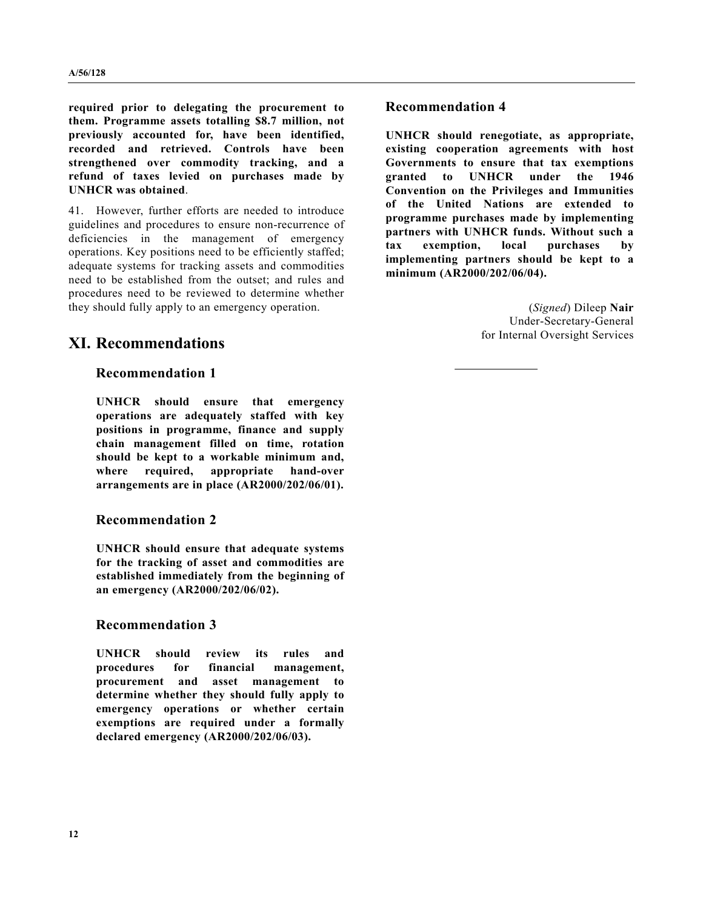**required prior to delegating the procurement to them. Programme assets totalling $8.7 million, not previously accounted for, have been identified, recorded and retrieved. Controls have been strengthened over commodity tracking, and a refund of taxes levied on purchases made by UNHCR was obtained**.

41. However, further efforts are needed to introduce guidelines and procedures to ensure non-recurrence of deficiencies in the management of emergency operations. Key positions need to be efficiently staffed; adequate systems for tracking assets and commodities need to be established from the outset; and rules and procedures need to be reviewed to determine whether they should fully apply to an emergency operation.

## XI. Recommendations

### Recommendation 1

**UNHCR should ensure that emergency operations are adequately staffed with key positions in programme, finance and supply chain management filled on time, rotation should be kept to a workable minimum and, where required, appropriate hand-over arrangements are in place (AR2000/202/06/01).**

### Recommendation 2

**UNHCR should ensure that adequate systems for the tracking of asset and commodities are established immediately from the beginning of an emergency (AR2000/202/06/02).**

### Recommendation 3

**UNHCR should review its rules and procedures for financial management, procurement and asset management to determine whether they should fully apply to emergency operations or whether certain exemptions are required under a formally declared emergency (AR2000/202/06/03).**

### Recommendation 4

**UNHCR should renegotiate, as appropriate, existing cooperation agreements with host Governments to ensure that tax exemptions granted to UNHCR under the 1946 Convention on the Privileges and Immunities of the United Nations are extended to programme purchases made by implementing partners with UNHCR funds. Without such a tax exemption, local purchases by implementing partners should be kept to a minimum (AR2000/202/06/04).**

(*Signed*) Dileep **Nair**
Under-Secretary-General
for Internal Oversight Services